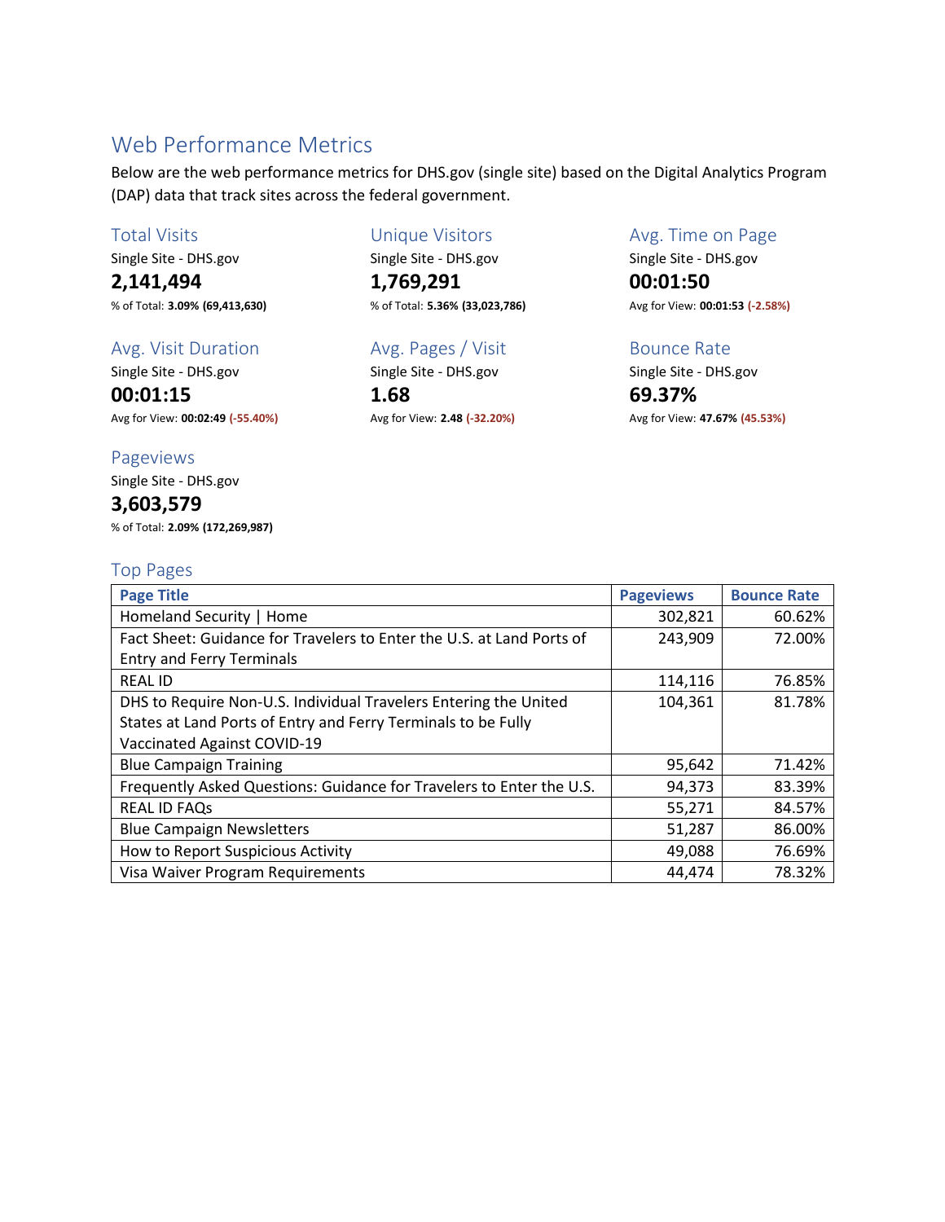## Web Performance Metrics

Below are the web performance metrics for DHS.gov (single site) based on the Digital Analytics Program (DAP) data that track sites across the federal government.

### Total Visits

Single Site - DHS.gov

**2,141,494**

% of Total: **3.09% (69,413,630)**

### Unique Visitors

Single Site - DHS.gov

**1,769,291**

% of Total: **5.36% (33,023,786)**

### Avg. Time on Page

Single Site - DHS.gov

**00:01:50**

Avg for View: **00:01:53 (-2.58%)**

### Avg. Visit Duration

Single Site - DHS.gov

**00:01:15**

Avg for View: **00:02:49 (-55.40%)**

### Avg. Pages / Visit

Single Site - DHS.gov

**1.68**

Avg for View: **2.48 (-32.20%)**

### Bounce Rate

Single Site - DHS.gov

**69.37%**

Avg for View: **47.67% (45.53%)**

### Pageviews

Single Site - DHS.gov

**3,603,579**

% of Total: **2.09% (172,269,987)**

### Top Pages

| Page Title | Pageviews | Bounce Rate |
|---|---|---|
| Homeland Security \| Home | 302,821 | 60.62% |
| Fact Sheet: Guidance for Travelers to Enter the U.S. at Land Ports of Entry and Ferry Terminals | 243,909 | 72.00% |
| REAL ID | 114,116 | 76.85% |
| DHS to Require Non-U.S. Individual Travelers Entering the United States at Land Ports of Entry and Ferry Terminals to be Fully Vaccinated Against COVID-19 | 104,361 | 81.78% |
| Blue Campaign Training | 95,642 | 71.42% |
| Frequently Asked Questions: Guidance for Travelers to Enter the U.S. | 94,373 | 83.39% |
| REAL ID FAQs | 55,271 | 84.57% |
| Blue Campaign Newsletters | 51,287 | 86.00% |
| How to Report Suspicious Activity | 49,088 | 76.69% |
| Visa Waiver Program Requirements | 44,474 | 78.32% |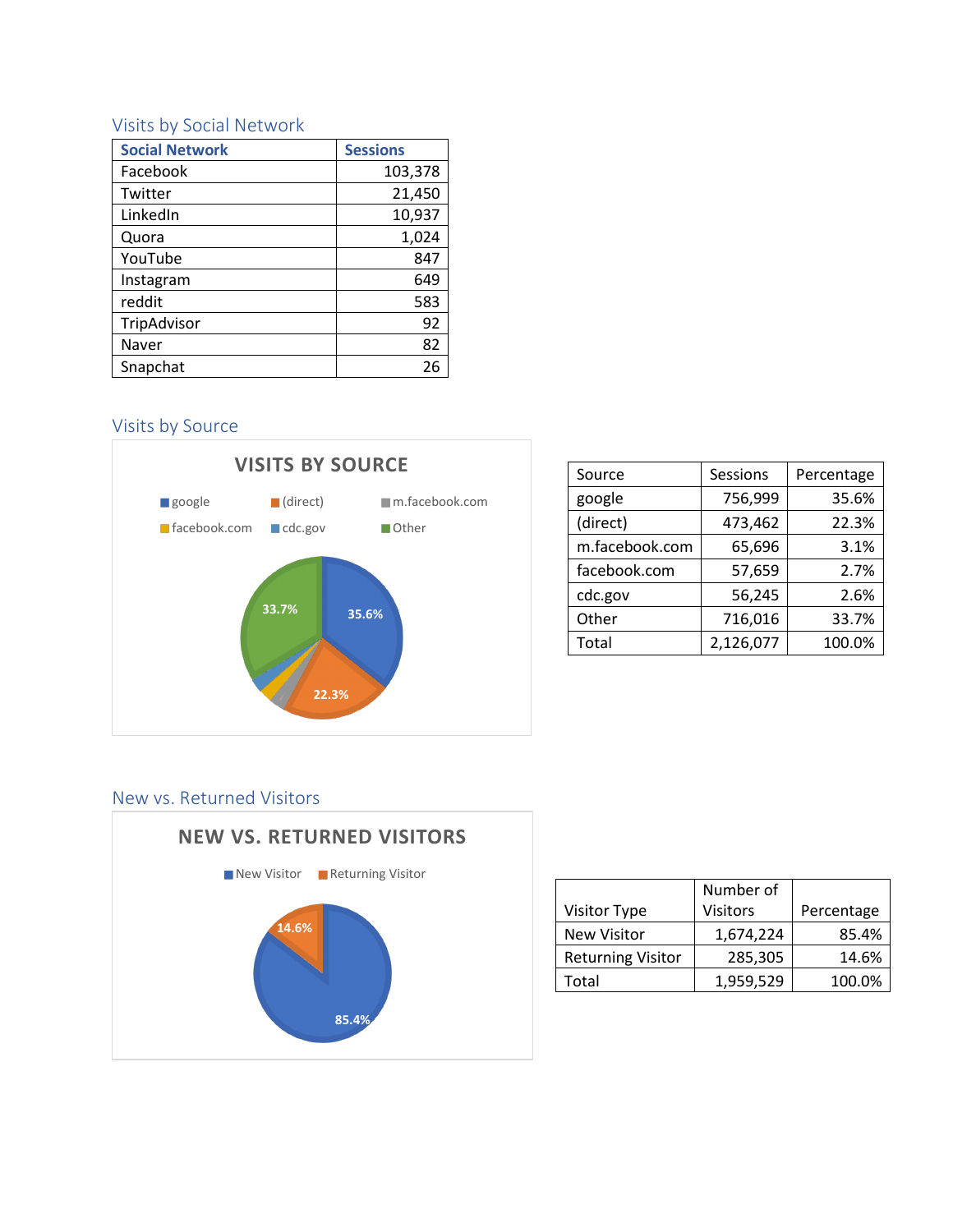## Visits by Social Network

| Social Network | Sessions |
|---|---|
| Facebook | 103,378 |
| Twitter | 21,450 |
| LinkedIn | 10,937 |
| Quora | 1,024 |
| YouTube | 847 |
| Instagram | 649 |
| reddit | 583 |
| TripAdvisor | 92 |
| Naver | 82 |
| Snapchat | 26 |

## Visits by Source

VISITS BY SOURCE

google (direct) m.facebook.com facebook.com cdc.gov Other

33.7% 35.6% 22.3%

| Source | Sessions | Percentage |
|---|---|---|
| google | 756,999 | 35.6% |
| (direct) | 473,462 | 22.3% |
| m.facebook.com | 65,696 | 3.1% |
| facebook.com | 57,659 | 2.7% |
| cdc.gov | 56,245 | 2.6% |
| Other | 716,016 | 33.7% |
| Total | 2,126,077 | 100.0% |

## New vs. Returned Visitors

NEW VS. RETURNED VISITORS

New Visitor Returning Visitor

14.6% 85.4%

| Visitor Type | Number of Visitors | Percentage |
|---|---|---|
| New Visitor | 1,674,224 | 85.4% |
| Returning Visitor | 285,305 | 14.6% |
| Total | 1,959,529 | 100.0% |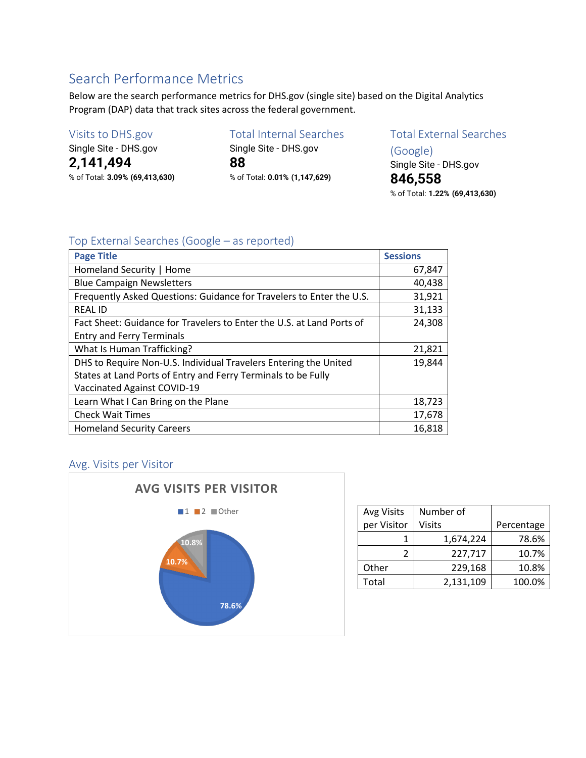## Search Performance Metrics

Below are the search performance metrics for DHS.gov (single site) based on the Digital Analytics Program (DAP) data that track sites across the federal government.

### Visits to DHS.gov

Single Site - DHS.gov

**2,141,494**

% of Total: **3.09%** **(69,413,630)**

### Total Internal Searches

Single Site - DHS.gov

**88**

% of Total: **0.01%** **(1,147,629)**

### Total External Searches (Google)

Single Site - DHS.gov

**846,558**

% of Total: **1.22%** **(69,413,630)**

### Top External Searches (Google – as reported)

| Page Title | Sessions |
|---|---|
| Homeland Security \| Home | 67,847 |
| Blue Campaign Newsletters | 40,438 |
| Frequently Asked Questions: Guidance for Travelers to Enter the U.S. | 31,921 |
| REAL ID | 31,133 |
| Fact Sheet: Guidance for Travelers to Enter the U.S. at Land Ports of Entry and Ferry Terminals | 24,308 |
| What Is Human Trafficking? | 21,821 |
| DHS to Require Non-U.S. Individual Travelers Entering the United States at Land Ports of Entry and Ferry Terminals to be Fully Vaccinated Against COVID-19 | 19,844 |
| Learn What I Can Bring on the Plane | 18,723 |
| Check Wait Times | 17,678 |
| Homeland Security Careers | 16,818 |

### Avg. Visits per Visitor

**AVG VISITS PER VISITOR**

■1 ■2 ■Other

78.6% | 10.7% | 10.8%

| Avg Visits per Visitor | Number of Visits | Percentage |
|---|---|---|
| 1 | 1,674,224 | 78.6% |
| 2 | 227,717 | 10.7% |
| Other | 229,168 | 10.8% |
| Total | 2,131,109 | 100.0% |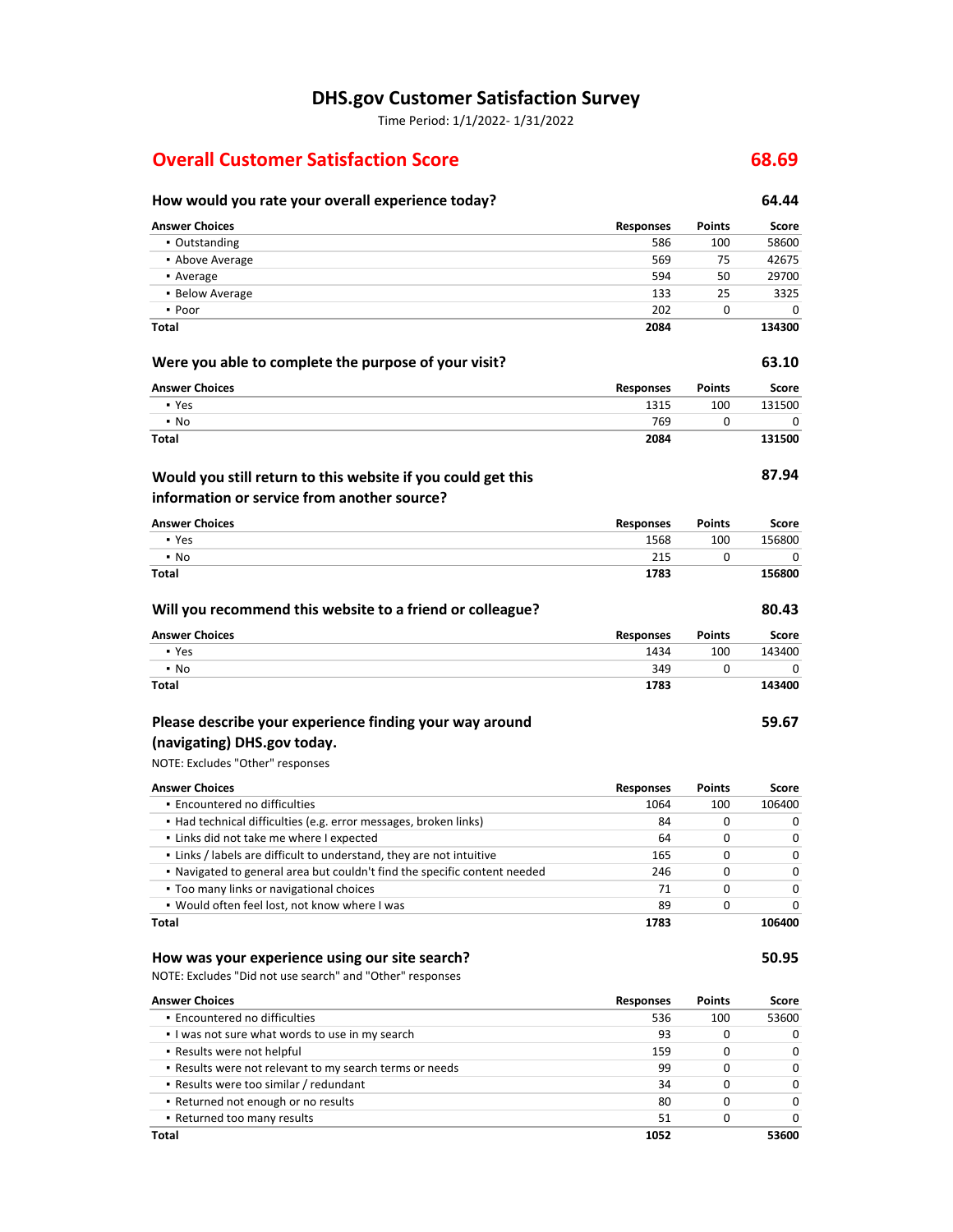# DHS.gov Customer Satisfaction Survey

Time Period: 1/1/2022- 1/31/2022

## Overall Customer Satisfaction Score **68.69**

### How would you rate your overall experience today? **64.44**

| Answer Choices | Responses | Points | Score |
|---|---|---|---|
| ▪ Outstanding | 586 | 100 | 58600 |
| ▪ Above Average | 569 | 75 | 42675 |
| ▪ Average | 594 | 50 | 29700 |
| ▪ Below Average | 133 | 25 | 3325 |
| ▪ Poor | 202 | 0 | 0 |
| **Total** | **2084** | | **134300** |

### Were you able to complete the purpose of your visit? **63.10**

| Answer Choices | Responses | Points | Score |
|---|---|---|---|
| ▪ Yes | 1315 | 100 | 131500 |
| ▪ No | 769 | 0 | 0 |
| **Total** | **2084** | | **131500** |

### Would you still return to this website if you could get this information or service from another source? **87.94**

| Answer Choices | Responses | Points | Score |
|---|---|---|---|
| ▪ Yes | 1568 | 100 | 156800 |
| ▪ No | 215 | 0 | 0 |
| **Total** | **1783** | | **156800** |

### Will you recommend this website to a friend or colleague? **80.43**

| Answer Choices | Responses | Points | Score |
|---|---|---|---|
| ▪ Yes | 1434 | 100 | 143400 |
| ▪ No | 349 | 0 | 0 |
| **Total** | **1783** | | **143400** |

### Please describe your experience finding your way around (navigating) DHS.gov today. **59.67**

NOTE: Excludes "Other" responses

| Answer Choices | Responses | Points | Score |
|---|---|---|---|
| ▪ Encountered no difficulties | 1064 | 100 | 106400 |
| ▪ Had technical difficulties (e.g. error messages, broken links) | 84 | 0 | 0 |
| ▪ Links did not take me where I expected | 64 | 0 | 0 |
| ▪ Links / labels are difficult to understand, they are not intuitive | 165 | 0 | 0 |
| ▪ Navigated to general area but couldn't find the specific content needed | 246 | 0 | 0 |
| ▪ Too many links or navigational choices | 71 | 0 | 0 |
| ▪ Would often feel lost, not know where I was | 89 | 0 | 0 |
| **Total** | **1783** | | **106400** |

### How was your experience using our site search? **50.95**

NOTE: Excludes "Did not use search" and "Other" responses

| Answer Choices | Responses | Points | Score |
|---|---|---|---|
| ▪ Encountered no difficulties | 536 | 100 | 53600 |
| ▪ I was not sure what words to use in my search | 93 | 0 | 0 |
| ▪ Results were not helpful | 159 | 0 | 0 |
| ▪ Results were not relevant to my search terms or needs | 99 | 0 | 0 |
| ▪ Results were too similar / redundant | 34 | 0 | 0 |
| ▪ Returned not enough or no results | 80 | 0 | 0 |
| ▪ Returned too many results | 51 | 0 | 0 |
| **Total** | **1052** | | **53600** |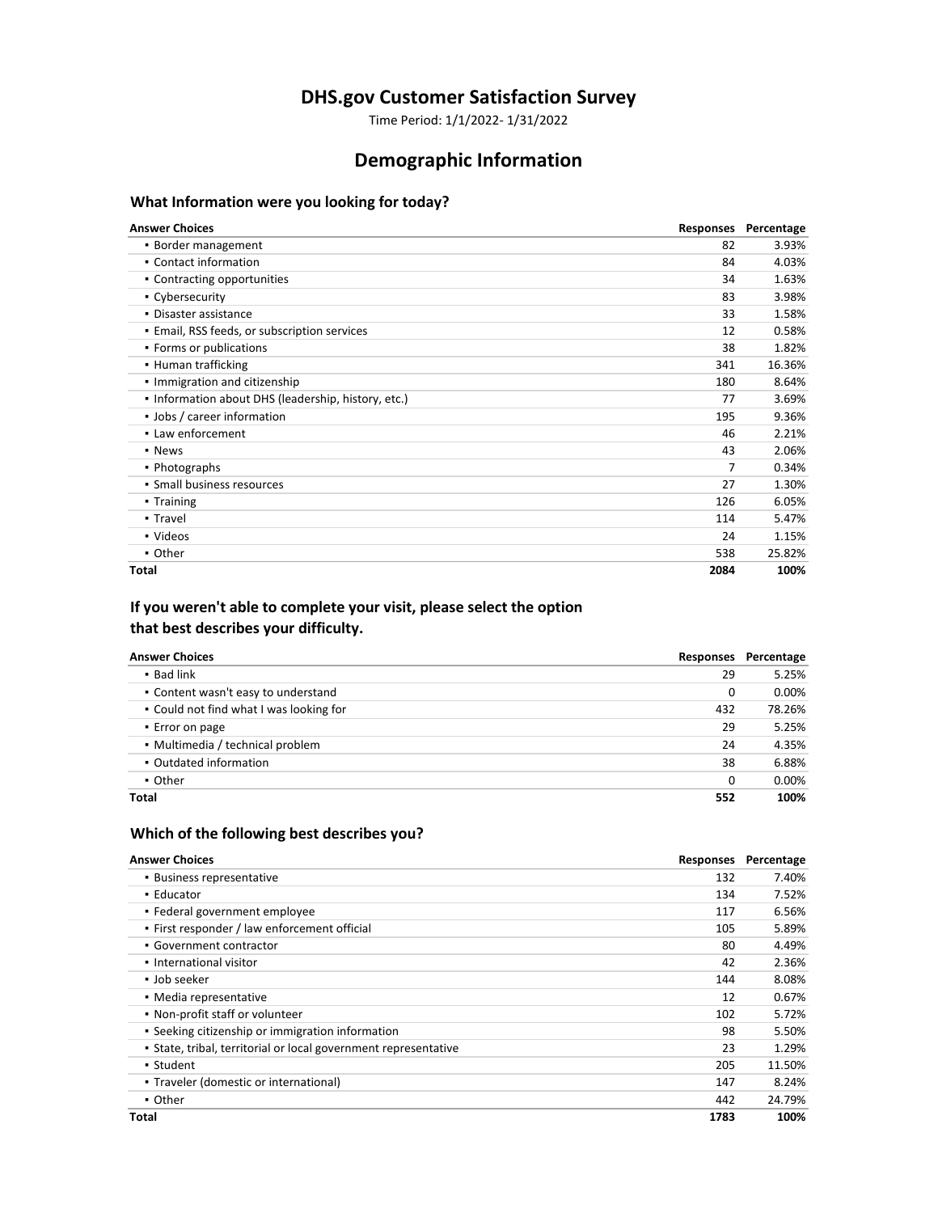# DHS.gov Customer Satisfaction Survey

Time Period: 1/1/2022- 1/31/2022

## Demographic Information

### What Information were you looking for today?

| Answer Choices | Responses | Percentage |
|---|---|---|
| ▪ Border management | 82 | 3.93% |
| ▪ Contact information | 84 | 4.03% |
| ▪ Contracting opportunities | 34 | 1.63% |
| ▪ Cybersecurity | 83 | 3.98% |
| ▪ Disaster assistance | 33 | 1.58% |
| ▪ Email, RSS feeds, or subscription services | 12 | 0.58% |
| ▪ Forms or publications | 38 | 1.82% |
| ▪ Human trafficking | 341 | 16.36% |
| ▪ Immigration and citizenship | 180 | 8.64% |
| ▪ Information about DHS (leadership, history, etc.) | 77 | 3.69% |
| ▪ Jobs / career information | 195 | 9.36% |
| ▪ Law enforcement | 46 | 2.21% |
| ▪ News | 43 | 2.06% |
| ▪ Photographs | 7 | 0.34% |
| ▪ Small business resources | 27 | 1.30% |
| ▪ Training | 126 | 6.05% |
| ▪ Travel | 114 | 5.47% |
| ▪ Videos | 24 | 1.15% |
| ▪ Other | 538 | 25.82% |
| **Total** | **2084** | **100%** |

### If you weren't able to complete your visit, please select the option that best describes your difficulty.

| Answer Choices | Responses | Percentage |
|---|---|---|
| ▪ Bad link | 29 | 5.25% |
| ▪ Content wasn't easy to understand | 0 | 0.00% |
| ▪ Could not find what I was looking for | 432 | 78.26% |
| ▪ Error on page | 29 | 5.25% |
| ▪ Multimedia / technical problem | 24 | 4.35% |
| ▪ Outdated information | 38 | 6.88% |
| ▪ Other | 0 | 0.00% |
| **Total** | **552** | **100%** |

### Which of the following best describes you?

| Answer Choices | Responses | Percentage |
|---|---|---|
| ▪ Business representative | 132 | 7.40% |
| ▪ Educator | 134 | 7.52% |
| ▪ Federal government employee | 117 | 6.56% |
| ▪ First responder / law enforcement official | 105 | 5.89% |
| ▪ Government contractor | 80 | 4.49% |
| ▪ International visitor | 42 | 2.36% |
| ▪ Job seeker | 144 | 8.08% |
| ▪ Media representative | 12 | 0.67% |
| ▪ Non-profit staff or volunteer | 102 | 5.72% |
| ▪ Seeking citizenship or immigration information | 98 | 5.50% |
| ▪ State, tribal, territorial or local government representative | 23 | 1.29% |
| ▪ Student | 205 | 11.50% |
| ▪ Traveler (domestic or international) | 147 | 8.24% |
| ▪ Other | 442 | 24.79% |
| **Total** | **1783** | **100%** |